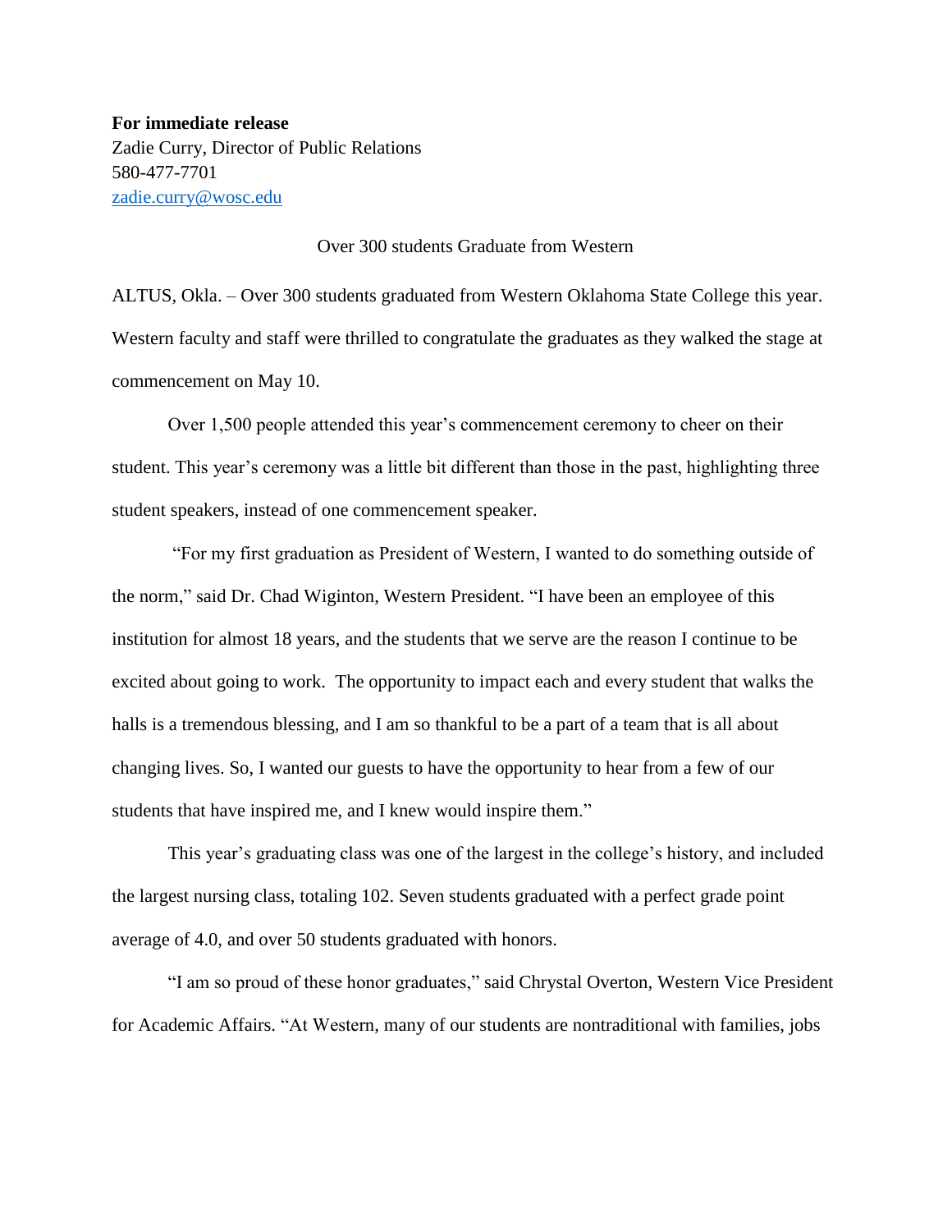**For immediate release**
Zadie Curry, Director of Public Relations
580-477-7701
zadie.curry@wosc.edu

Over 300 students Graduate from Western

ALTUS, Okla. – Over 300 students graduated from Western Oklahoma State College this year. Western faculty and staff were thrilled to congratulate the graduates as they walked the stage at commencement on May 10.

Over 1,500 people attended this year's commencement ceremony to cheer on their student. This year's ceremony was a little bit different than those in the past, highlighting three student speakers, instead of one commencement speaker.

"For my first graduation as President of Western, I wanted to do something outside of the norm," said Dr. Chad Wiginton, Western President. "I have been an employee of this institution for almost 18 years, and the students that we serve are the reason I continue to be excited about going to work. The opportunity to impact each and every student that walks the halls is a tremendous blessing, and I am so thankful to be a part of a team that is all about changing lives. So, I wanted our guests to have the opportunity to hear from a few of our students that have inspired me, and I knew would inspire them."

This year's graduating class was one of the largest in the college's history, and included the largest nursing class, totaling 102. Seven students graduated with a perfect grade point average of 4.0, and over 50 students graduated with honors.

"I am so proud of these honor graduates," said Chrystal Overton, Western Vice President for Academic Affairs. "At Western, many of our students are nontraditional with families, jobs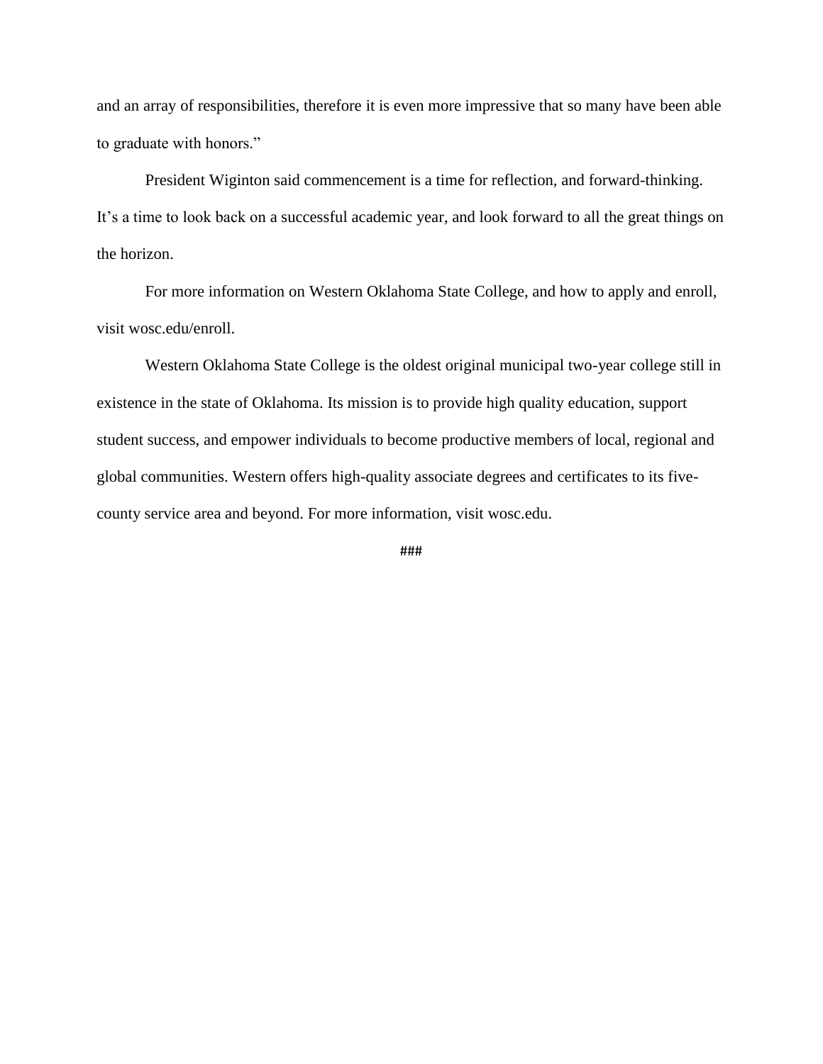and an array of responsibilities, therefore it is even more impressive that so many have been able to graduate with honors."

President Wiginton said commencement is a time for reflection, and forward-thinking. It's a time to look back on a successful academic year, and look forward to all the great things on the horizon.

For more information on Western Oklahoma State College, and how to apply and enroll, visit wosc.edu/enroll.

Western Oklahoma State College is the oldest original municipal two-year college still in existence in the state of Oklahoma. Its mission is to provide high quality education, support student success, and empower individuals to become productive members of local, regional and global communities. Western offers high-quality associate degrees and certificates to its five-county service area and beyond. For more information, visit wosc.edu.

###